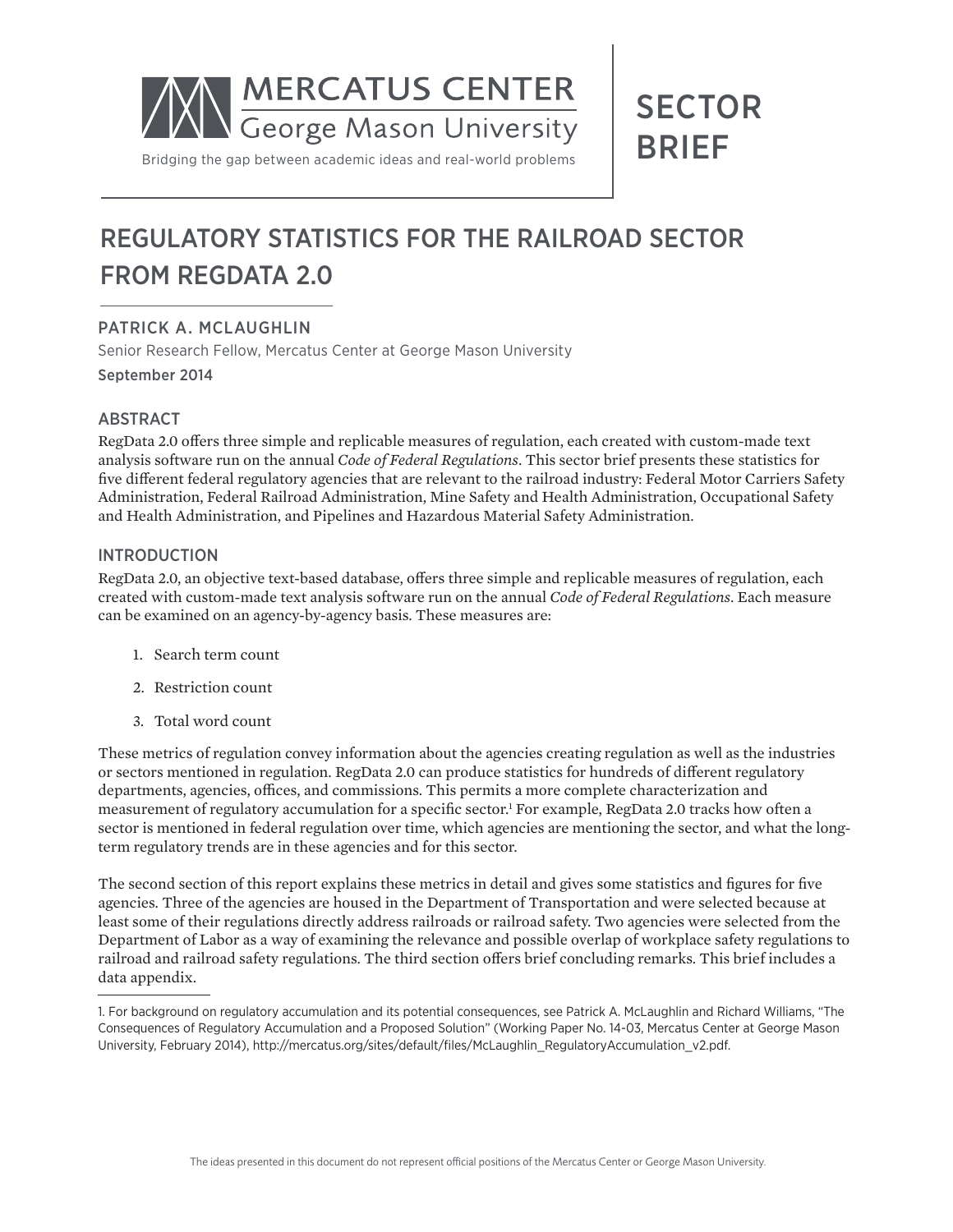MERCATUS CENTER
George Mason University

Bridging the gap between academic ideas and real-world problems

SECTOR BRIEF

# REGULATORY STATISTICS FOR THE RAILROAD SECTOR FROM REGDATA 2.0

PATRICK A. MCLAUGHLIN

Senior Research Fellow, Mercatus Center at George Mason University

September 2014

## ABSTRACT

RegData 2.0 offers three simple and replicable measures of regulation, each created with custom-made text analysis software run on the annual *Code of Federal Regulations*. This sector brief presents these statistics for five different federal regulatory agencies that are relevant to the railroad industry: Federal Motor Carriers Safety Administration, Federal Railroad Administration, Mine Safety and Health Administration, Occupational Safety and Health Administration, and Pipelines and Hazardous Material Safety Administration.

## INTRODUCTION

RegData 2.0, an objective text-based database, offers three simple and replicable measures of regulation, each created with custom-made text analysis software run on the annual *Code of Federal Regulations*. Each measure can be examined on an agency-by-agency basis. These measures are:

1. Search term count
2. Restriction count
3. Total word count

These metrics of regulation convey information about the agencies creating regulation as well as the industries or sectors mentioned in regulation. RegData 2.0 can produce statistics for hundreds of different regulatory departments, agencies, offices, and commissions. This permits a more complete characterization and measurement of regulatory accumulation for a specific sector.[1] For example, RegData 2.0 tracks how often a sector is mentioned in federal regulation over time, which agencies are mentioning the sector, and what the long-term regulatory trends are in these agencies and for this sector.

The second section of this report explains these metrics in detail and gives some statistics and figures for five agencies. Three of the agencies are housed in the Department of Transportation and were selected because at least some of their regulations directly address railroads or railroad safety. Two agencies were selected from the Department of Labor as a way of examining the relevance and possible overlap of workplace safety regulations to railroad and railroad safety regulations. The third section offers brief concluding remarks. This brief includes a data appendix.

1. For background on regulatory accumulation and its potential consequences, see Patrick A. McLaughlin and Richard Williams, "The Consequences of Regulatory Accumulation and a Proposed Solution" (Working Paper No. 14-03, Mercatus Center at George Mason University, February 2014), http://mercatus.org/sites/default/files/McLaughlin_RegulatoryAccumulation_v2.pdf.

The ideas presented in this document do not represent official positions of the Mercatus Center or George Mason University.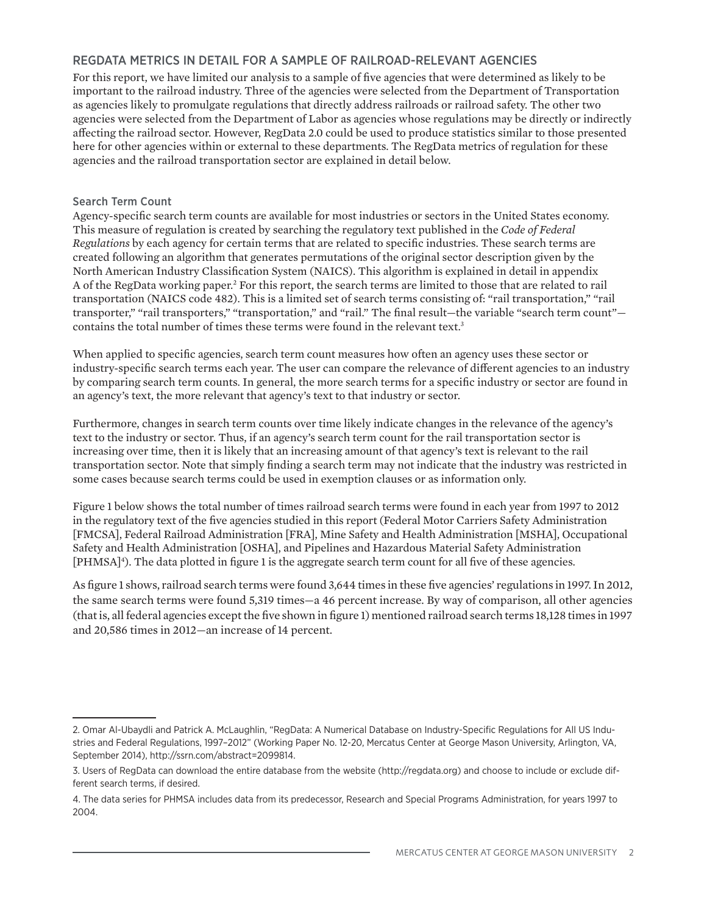## REGDATA METRICS IN DETAIL FOR A SAMPLE OF RAILROAD-RELEVANT AGENCIES

For this report, we have limited our analysis to a sample of five agencies that were determined as likely to be important to the railroad industry. Three of the agencies were selected from the Department of Transportation as agencies likely to promulgate regulations that directly address railroads or railroad safety. The other two agencies were selected from the Department of Labor as agencies whose regulations may be directly or indirectly affecting the railroad sector. However, RegData 2.0 could be used to produce statistics similar to those presented here for other agencies within or external to these departments. The RegData metrics of regulation for these agencies and the railroad transportation sector are explained in detail below.

### Search Term Count

Agency-specific search term counts are available for most industries or sectors in the United States economy. This measure of regulation is created by searching the regulatory text published in the *Code of Federal Regulations* by each agency for certain terms that are related to specific industries. These search terms are created following an algorithm that generates permutations of the original sector description given by the North American Industry Classification System (NAICS). This algorithm is explained in detail in appendix A of the RegData working paper.[2] For this report, the search terms are limited to those that are related to rail transportation (NAICS code 482). This is a limited set of search terms consisting of: "rail transportation," "rail transporter," "rail transporters," "transportation," and "rail." The final result—the variable "search term count"—contains the total number of times these terms were found in the relevant text.[3]

When applied to specific agencies, search term count measures how often an agency uses these sector or industry-specific search terms each year. The user can compare the relevance of different agencies to an industry by comparing search term counts. In general, the more search terms for a specific industry or sector are found in an agency's text, the more relevant that agency's text to that industry or sector.

Furthermore, changes in search term counts over time likely indicate changes in the relevance of the agency's text to the industry or sector. Thus, if an agency's search term count for the rail transportation sector is increasing over time, then it is likely that an increasing amount of that agency's text is relevant to the rail transportation sector. Note that simply finding a search term may not indicate that the industry was restricted in some cases because search terms could be used in exemption clauses or as information only.

Figure 1 below shows the total number of times railroad search terms were found in each year from 1997 to 2012 in the regulatory text of the five agencies studied in this report (Federal Motor Carriers Safety Administration [FMCSA], Federal Railroad Administration [FRA], Mine Safety and Health Administration [MSHA], Occupational Safety and Health Administration [OSHA], and Pipelines and Hazardous Material Safety Administration [PHMSA][4]). The data plotted in figure 1 is the aggregate search term count for all five of these agencies.

As figure 1 shows, railroad search terms were found 3,644 times in these five agencies' regulations in 1997. In 2012, the same search terms were found 5,319 times—a 46 percent increase. By way of comparison, all other agencies (that is, all federal agencies except the five shown in figure 1) mentioned railroad search terms 18,128 times in 1997 and 20,586 times in 2012—an increase of 14 percent.

---

2. Omar Al-Ubaydli and Patrick A. McLaughlin, "RegData: A Numerical Database on Industry-Specific Regulations for All US Industries and Federal Regulations, 1997–2012" (Working Paper No. 12-20, Mercatus Center at George Mason University, Arlington, VA, September 2014), http://ssrn.com/abstract=2099814.

3. Users of RegData can download the entire database from the website (http://regdata.org) and choose to include or exclude different search terms, if desired.

4. The data series for PHMSA includes data from its predecessor, Research and Special Programs Administration, for years 1997 to 2004.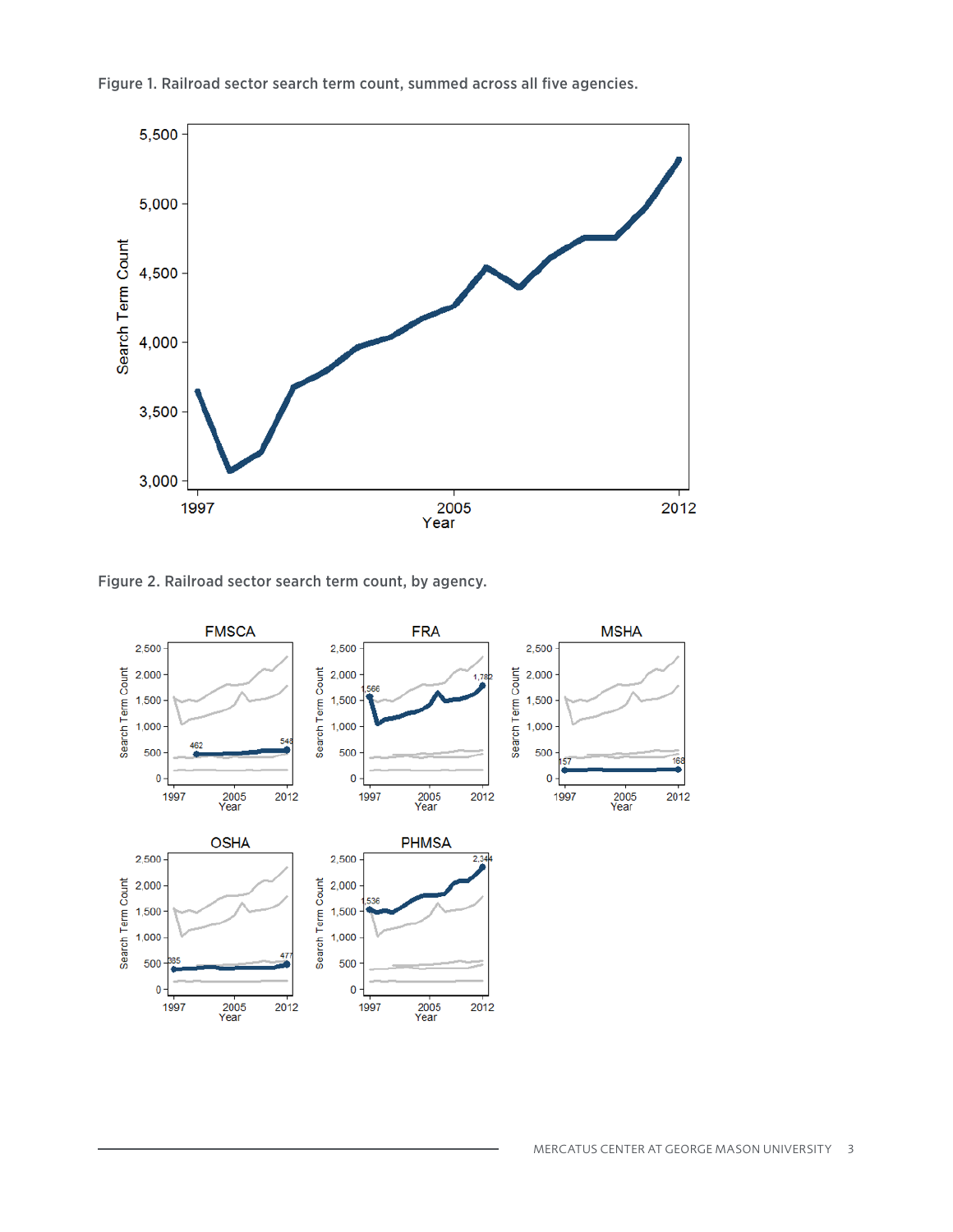Figure 1. Railroad sector search term count, summed across all five agencies.

Search Term Count
5,500
5,000
4,500
4,000
3,500
3,000
1997
2005
2012
Year

Figure 2. Railroad sector search term count, by agency.

FMSCA
Search Term Count
2,500
2,000
1,500
1,000
500
0
462
548
1997
2005
2012
Year

FRA
Search Term Count
2,500
2,000
1,500
1,000
500
0
1,566
1,782
1997
2005
2012
Year

MSHA
Search Term Count
2,500
2,000
1,500
1,000
500
0
157
168
1997
2005
2012
Year

OSHA
Search Term Count
2,500
2,000
1,500
1,000
500
0
385
477
1997
2005
2012
Year

PHMSA
Search Term Count
2,500
2,000
1,500
1,000
500
0
1,536
2,344
1997
2005
2012
Year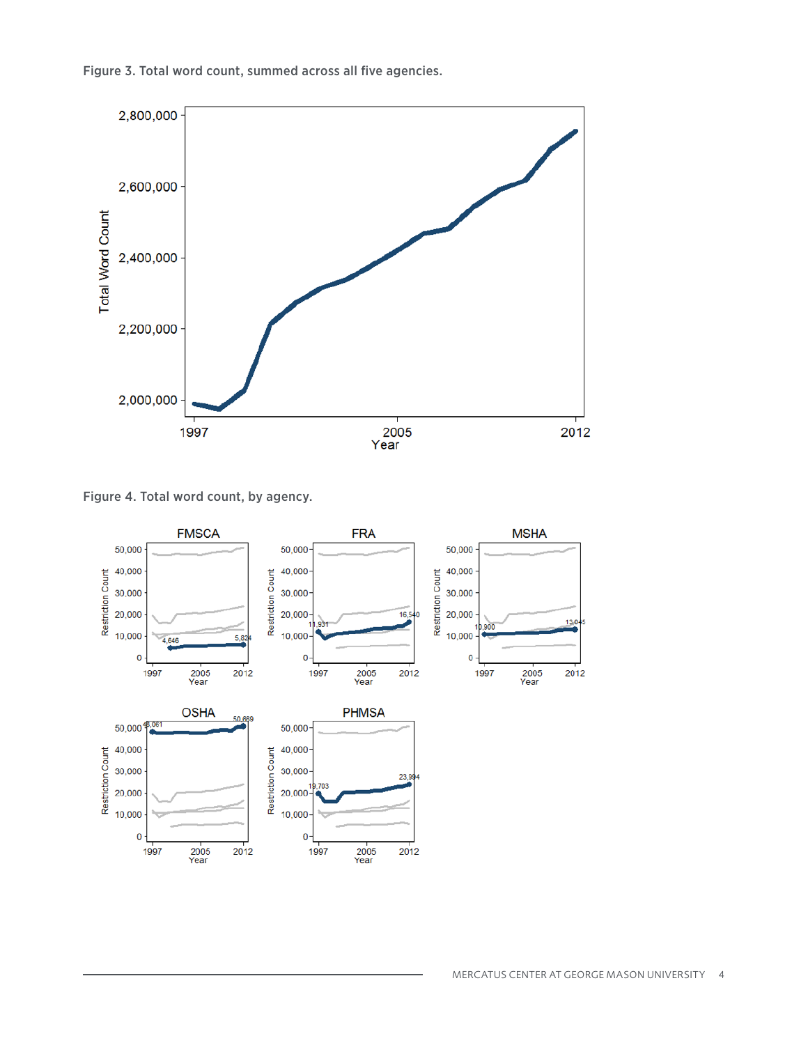Figure 3. Total word count, summed across all five agencies.

Total Word Count

2,800,000

2,600,000

2,400,000

2,200,000

2,000,000

1997

2005

Year

2012

Figure 4. Total word count, by agency.

FMSCA

Restriction Count

50,000

40,000

30,000

20,000

10,000

0

4,646

5,824

1997

2005

Year

2012

FRA

Restriction Count

50,000

40,000

30,000

20,000

10,000

0

11,931

16,540

1997

2005

Year

2012

MSHA

Restriction Count

50,000

40,000

30,000

20,000

10,000

0

10,900

13,045

1997

2005

Year

2012

OSHA

Restriction Count

50,000

40,000

30,000

20,000

10,000

0

48,061

50,669

1997

2005

Year

2012

PHMSA

Restriction Count

50,000

40,000

30,000

20,000

10,000

0

19,703

23,994

1997

2005

Year

2012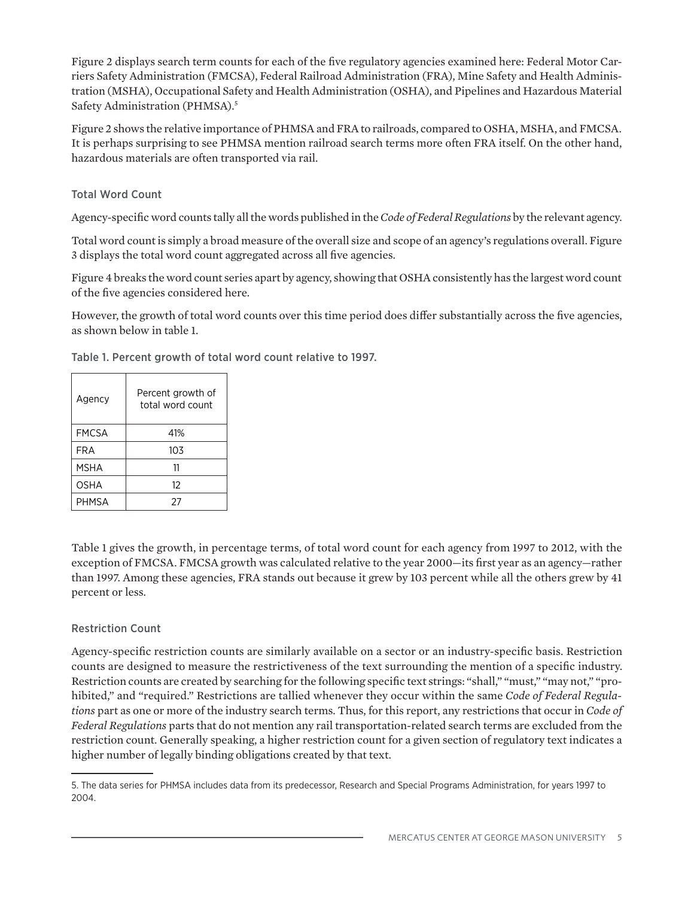Figure 2 displays search term counts for each of the five regulatory agencies examined here: Federal Motor Carriers Safety Administration (FMCSA), Federal Railroad Administration (FRA), Mine Safety and Health Administration (MSHA), Occupational Safety and Health Administration (OSHA), and Pipelines and Hazardous Material Safety Administration (PHMSA).[5]

Figure 2 shows the relative importance of PHMSA and FRA to railroads, compared to OSHA, MSHA, and FMCSA. It is perhaps surprising to see PHMSA mention railroad search terms more often FRA itself. On the other hand, hazardous materials are often transported via rail.

### Total Word Count

Agency-specific word counts tally all the words published in the *Code of Federal Regulations* by the relevant agency.

Total word count is simply a broad measure of the overall size and scope of an agency's regulations overall. Figure 3 displays the total word count aggregated across all five agencies.

Figure 4 breaks the word count series apart by agency, showing that OSHA consistently has the largest word count of the five agencies considered here.

However, the growth of total word counts over this time period does differ substantially across the five agencies, as shown below in table 1.

Table 1. Percent growth of total word count relative to 1997.

| Agency | Percent growth of total word count |
|---|---|
| FMCSA | 41% |
| FRA | 103 |
| MSHA | 11 |
| OSHA | 12 |
| PHMSA | 27 |

Table 1 gives the growth, in percentage terms, of total word count for each agency from 1997 to 2012, with the exception of FMCSA. FMCSA growth was calculated relative to the year 2000—its first year as an agency—rather than 1997. Among these agencies, FRA stands out because it grew by 103 percent while all the others grew by 41 percent or less.

### Restriction Count

Agency-specific restriction counts are similarly available on a sector or an industry-specific basis. Restriction counts are designed to measure the restrictiveness of the text surrounding the mention of a specific industry. Restriction counts are created by searching for the following specific text strings: "shall," "must," "may not," "prohibited," and "required." Restrictions are tallied whenever they occur within the same *Code of Federal Regulations* part as one or more of the industry search terms. Thus, for this report, any restrictions that occur in *Code of Federal Regulations* parts that do not mention any rail transportation-related search terms are excluded from the restriction count. Generally speaking, a higher restriction count for a given section of regulatory text indicates a higher number of legally binding obligations created by that text.

5. The data series for PHMSA includes data from its predecessor, Research and Special Programs Administration, for years 1997 to 2004.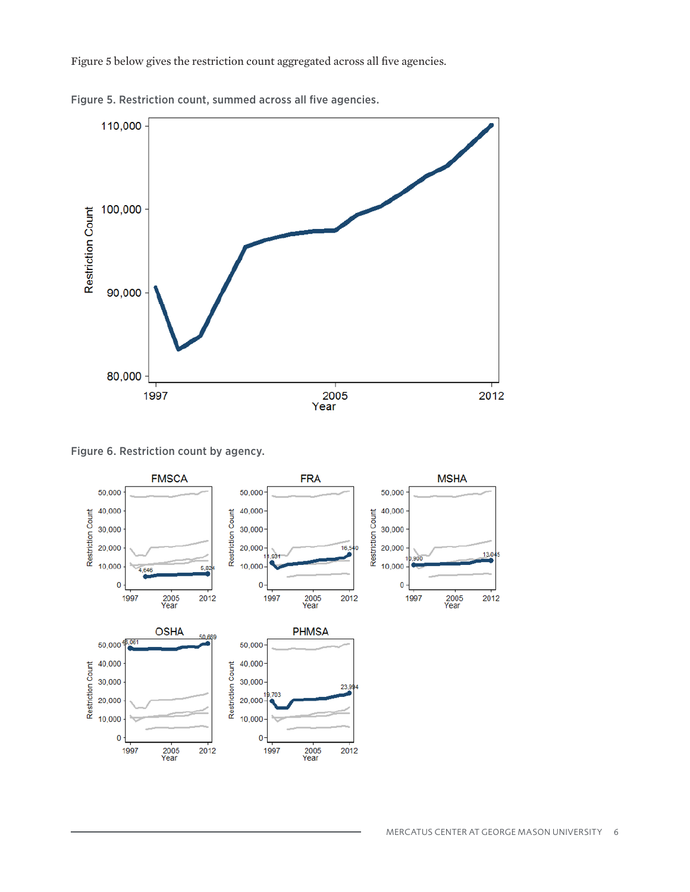Figure 5 below gives the restriction count aggregated across all five agencies.

**Figure 5. Restriction count, summed across all five agencies.**

110,000
100,000
90,000
80,000
Restriction Count
1997
2005
2012
Year

**Figure 6. Restriction count by agency.**

FMSCA
50,000
40,000
30,000
20,000
10,000
0
Restriction Count
4,646
5,824
1997
2005
2012
Year

FRA
50,000
40,000
30,000
20,000
10,000
0
Restriction Count
11,931
16,540
1997
2005
2012
Year

MSHA
50,000
40,000
30,000
20,000
10,000
0
Restriction Count
10,900
13,045
1997
2005
2012
Year

OSHA
50,000
40,000
30,000
20,000
10,000
0
Restriction Count
48,061
50,669
1997
2005
2012
Year

PHMSA
50,000
40,000
30,000
20,000
10,000
0
Restriction Count
19,703
23,994
1997
2005
2012
Year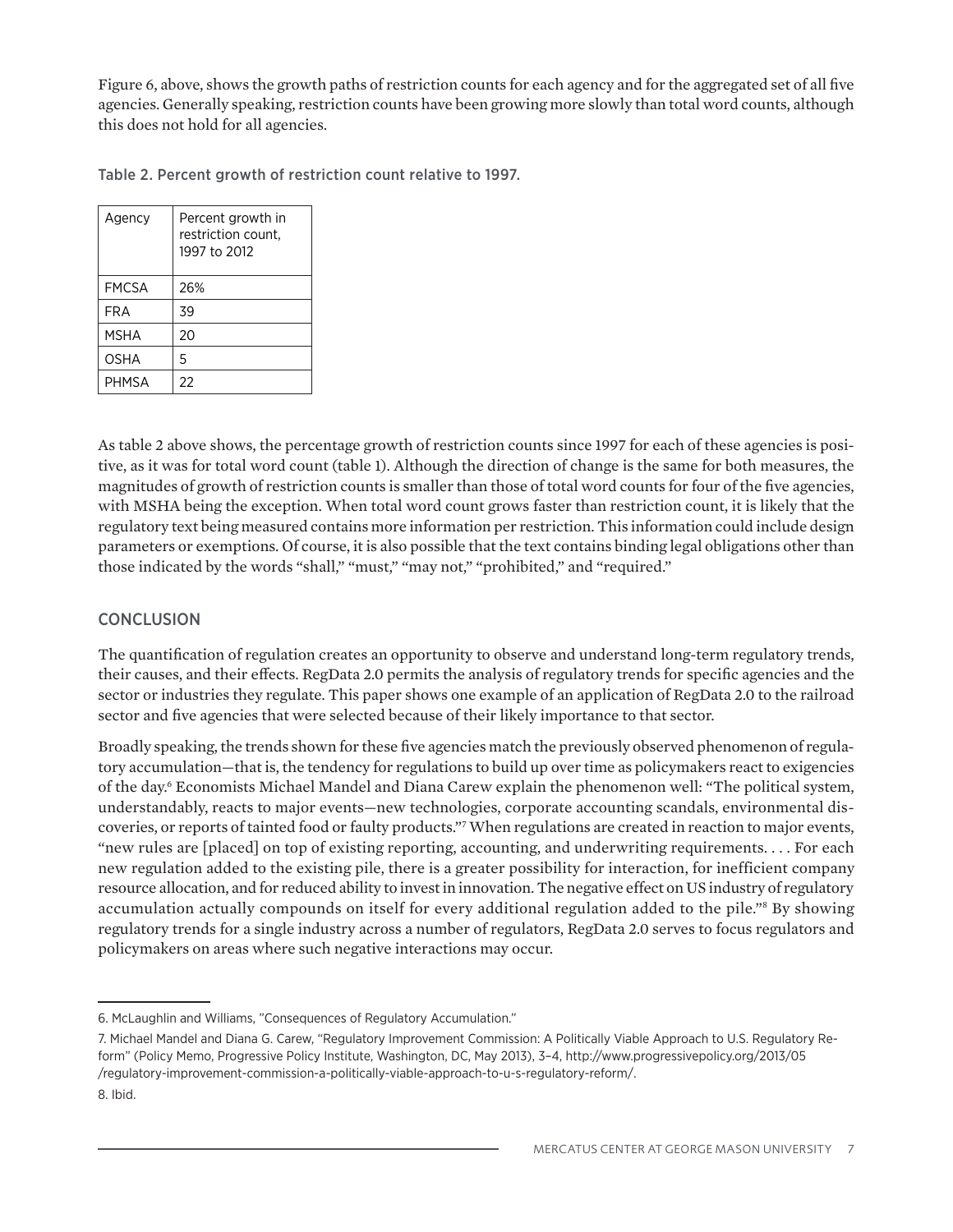Figure 6, above, shows the growth paths of restriction counts for each agency and for the aggregated set of all five agencies. Generally speaking, restriction counts have been growing more slowly than total word counts, although this does not hold for all agencies.

Table 2. Percent growth of restriction count relative to 1997.

| Agency | Percent growth in restriction count, 1997 to 2012 |
|---|---|
| FMCSA | 26% |
| FRA | 39 |
| MSHA | 20 |
| OSHA | 5 |
| PHMSA | 22 |

As table 2 above shows, the percentage growth of restriction counts since 1997 for each of these agencies is positive, as it was for total word count (table 1). Although the direction of change is the same for both measures, the magnitudes of growth of restriction counts is smaller than those of total word counts for four of the five agencies, with MSHA being the exception. When total word count grows faster than restriction count, it is likely that the regulatory text being measured contains more information per restriction. This information could include design parameters or exemptions. Of course, it is also possible that the text contains binding legal obligations other than those indicated by the words "shall," "must," "may not," "prohibited," and "required."

## CONCLUSION

The quantification of regulation creates an opportunity to observe and understand long-term regulatory trends, their causes, and their effects. RegData 2.0 permits the analysis of regulatory trends for specific agencies and the sector or industries they regulate. This paper shows one example of an application of RegData 2.0 to the railroad sector and five agencies that were selected because of their likely importance to that sector.

Broadly speaking, the trends shown for these five agencies match the previously observed phenomenon of regulatory accumulation—that is, the tendency for regulations to build up over time as policymakers react to exigencies of the day.[6] Economists Michael Mandel and Diana Carew explain the phenomenon well: "The political system, understandably, reacts to major events—new technologies, corporate accounting scandals, environmental discoveries, or reports of tainted food or faulty products."[7] When regulations are created in reaction to major events, "new rules are [placed] on top of existing reporting, accounting, and underwriting requirements. . . . For each new regulation added to the existing pile, there is a greater possibility for interaction, for inefficient company resource allocation, and for reduced ability to invest in innovation. The negative effect on US industry of regulatory accumulation actually compounds on itself for every additional regulation added to the pile."[8] By showing regulatory trends for a single industry across a number of regulators, RegData 2.0 serves to focus regulators and policymakers on areas where such negative interactions may occur.

---

6. McLaughlin and Williams, "Consequences of Regulatory Accumulation."

7. Michael Mandel and Diana G. Carew, "Regulatory Improvement Commission: A Politically Viable Approach to U.S. Regulatory Reform" (Policy Memo, Progressive Policy Institute, Washington, DC, May 2013), 3–4, http://www.progressivepolicy.org/2013/05/regulatory-improvement-commission-a-politically-viable-approach-to-u-s-regulatory-reform/.

8. Ibid.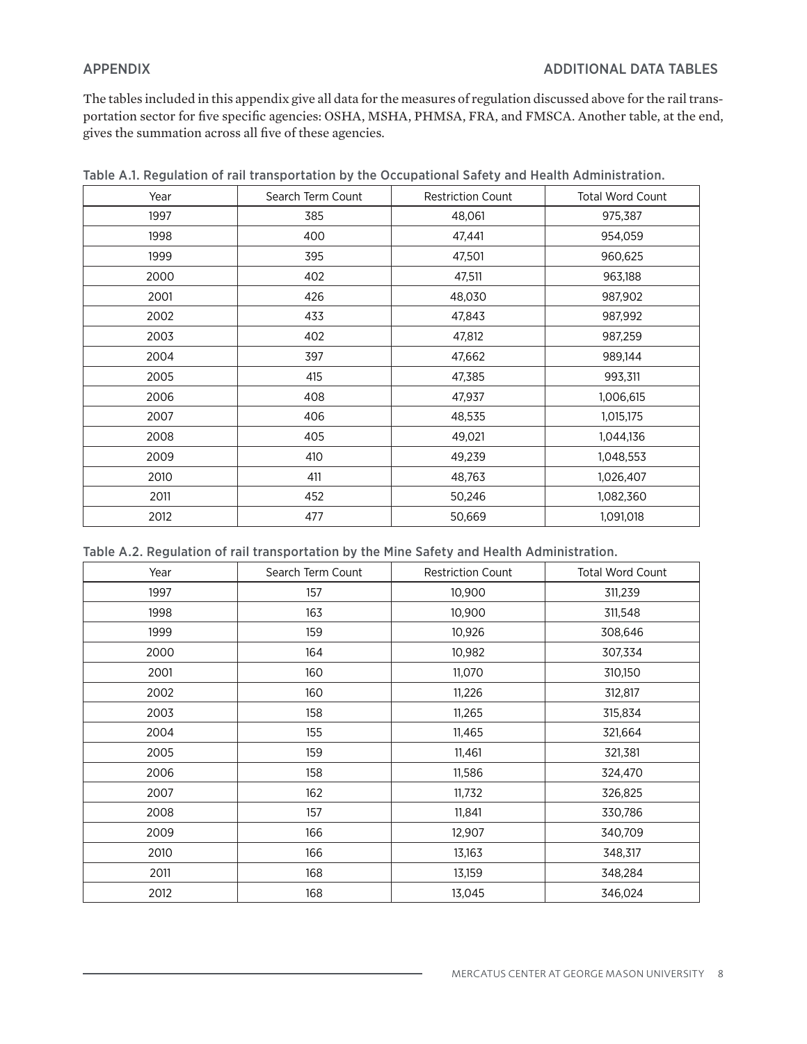## APPENDIX — ADDITIONAL DATA TABLES

The tables included in this appendix give all data for the measures of regulation discussed above for the rail transportation sector for five specific agencies: OSHA, MSHA, PHMSA, FRA, and FMSCA. Another table, at the end, gives the summation across all five of these agencies.

Table A.1. Regulation of rail transportation by the Occupational Safety and Health Administration.

| Year | Search Term Count | Restriction Count | Total Word Count |
|---|---|---|---|
| 1997 | 385 | 48,061 | 975,387 |
| 1998 | 400 | 47,441 | 954,059 |
| 1999 | 395 | 47,501 | 960,625 |
| 2000 | 402 | 47,511 | 963,188 |
| 2001 | 426 | 48,030 | 987,902 |
| 2002 | 433 | 47,843 | 987,992 |
| 2003 | 402 | 47,812 | 987,259 |
| 2004 | 397 | 47,662 | 989,144 |
| 2005 | 415 | 47,385 | 993,311 |
| 2006 | 408 | 47,937 | 1,006,615 |
| 2007 | 406 | 48,535 | 1,015,175 |
| 2008 | 405 | 49,021 | 1,044,136 |
| 2009 | 410 | 49,239 | 1,048,553 |
| 2010 | 411 | 48,763 | 1,026,407 |
| 2011 | 452 | 50,246 | 1,082,360 |
| 2012 | 477 | 50,669 | 1,091,018 |

Table A.2. Regulation of rail transportation by the Mine Safety and Health Administration.

| Year | Search Term Count | Restriction Count | Total Word Count |
|---|---|---|---|
| 1997 | 157 | 10,900 | 311,239 |
| 1998 | 163 | 10,900 | 311,548 |
| 1999 | 159 | 10,926 | 308,646 |
| 2000 | 164 | 10,982 | 307,334 |
| 2001 | 160 | 11,070 | 310,150 |
| 2002 | 160 | 11,226 | 312,817 |
| 2003 | 158 | 11,265 | 315,834 |
| 2004 | 155 | 11,465 | 321,664 |
| 2005 | 159 | 11,461 | 321,381 |
| 2006 | 158 | 11,586 | 324,470 |
| 2007 | 162 | 11,732 | 326,825 |
| 2008 | 157 | 11,841 | 330,786 |
| 2009 | 166 | 12,907 | 340,709 |
| 2010 | 166 | 13,163 | 348,317 |
| 2011 | 168 | 13,159 | 348,284 |
| 2012 | 168 | 13,045 | 346,024 |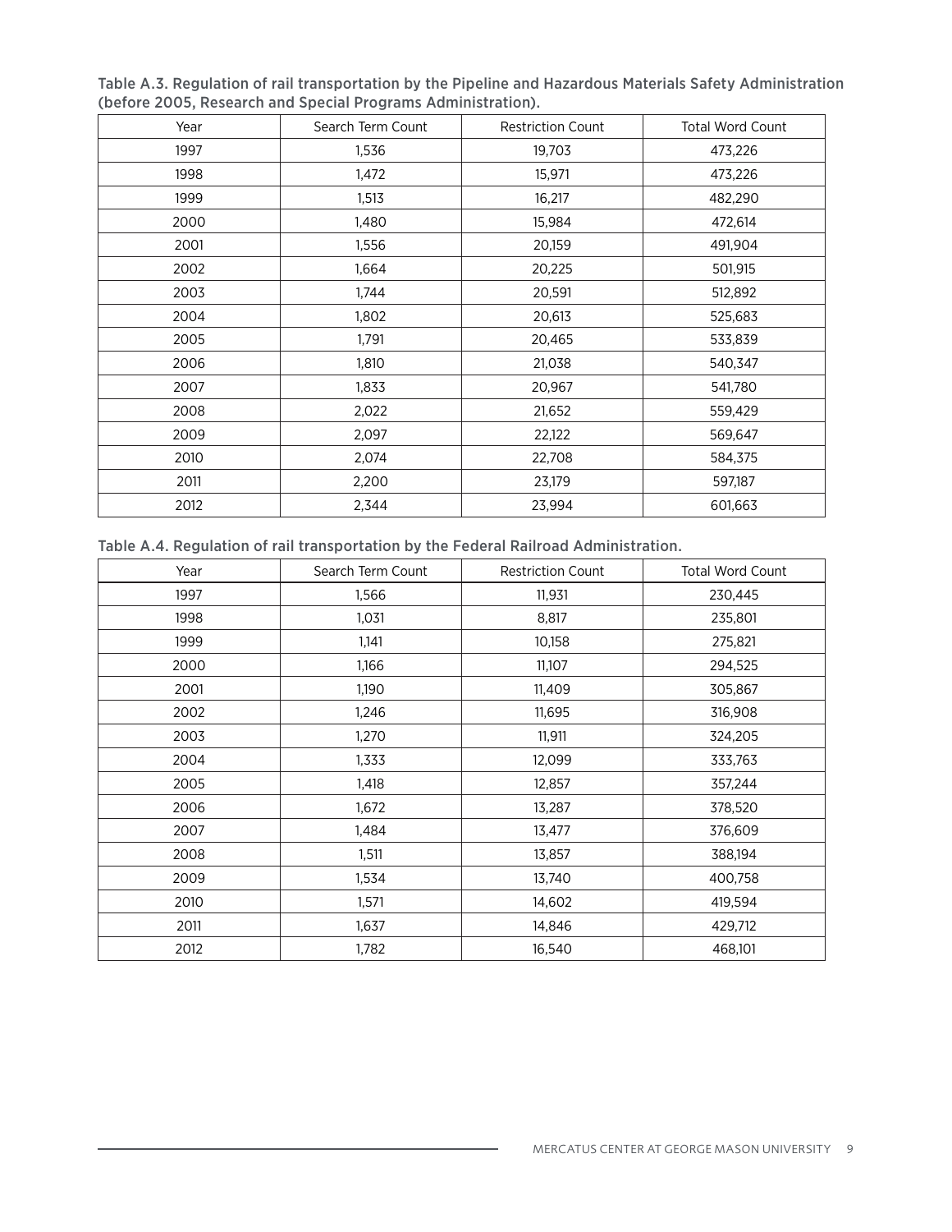Table A.3. Regulation of rail transportation by the Pipeline and Hazardous Materials Safety Administration (before 2005, Research and Special Programs Administration).

| Year | Search Term Count | Restriction Count | Total Word Count |
|---|---|---|---|
| 1997 | 1,536 | 19,703 | 473,226 |
| 1998 | 1,472 | 15,971 | 473,226 |
| 1999 | 1,513 | 16,217 | 482,290 |
| 2000 | 1,480 | 15,984 | 472,614 |
| 2001 | 1,556 | 20,159 | 491,904 |
| 2002 | 1,664 | 20,225 | 501,915 |
| 2003 | 1,744 | 20,591 | 512,892 |
| 2004 | 1,802 | 20,613 | 525,683 |
| 2005 | 1,791 | 20,465 | 533,839 |
| 2006 | 1,810 | 21,038 | 540,347 |
| 2007 | 1,833 | 20,967 | 541,780 |
| 2008 | 2,022 | 21,652 | 559,429 |
| 2009 | 2,097 | 22,122 | 569,647 |
| 2010 | 2,074 | 22,708 | 584,375 |
| 2011 | 2,200 | 23,179 | 597,187 |
| 2012 | 2,344 | 23,994 | 601,663 |

Table A.4. Regulation of rail transportation by the Federal Railroad Administration.

| Year | Search Term Count | Restriction Count | Total Word Count |
|---|---|---|---|
| 1997 | 1,566 | 11,931 | 230,445 |
| 1998 | 1,031 | 8,817 | 235,801 |
| 1999 | 1,141 | 10,158 | 275,821 |
| 2000 | 1,166 | 11,107 | 294,525 |
| 2001 | 1,190 | 11,409 | 305,867 |
| 2002 | 1,246 | 11,695 | 316,908 |
| 2003 | 1,270 | 11,911 | 324,205 |
| 2004 | 1,333 | 12,099 | 333,763 |
| 2005 | 1,418 | 12,857 | 357,244 |
| 2006 | 1,672 | 13,287 | 378,520 |
| 2007 | 1,484 | 13,477 | 376,609 |
| 2008 | 1,511 | 13,857 | 388,194 |
| 2009 | 1,534 | 13,740 | 400,758 |
| 2010 | 1,571 | 14,602 | 419,594 |
| 2011 | 1,637 | 14,846 | 429,712 |
| 2012 | 1,782 | 16,540 | 468,101 |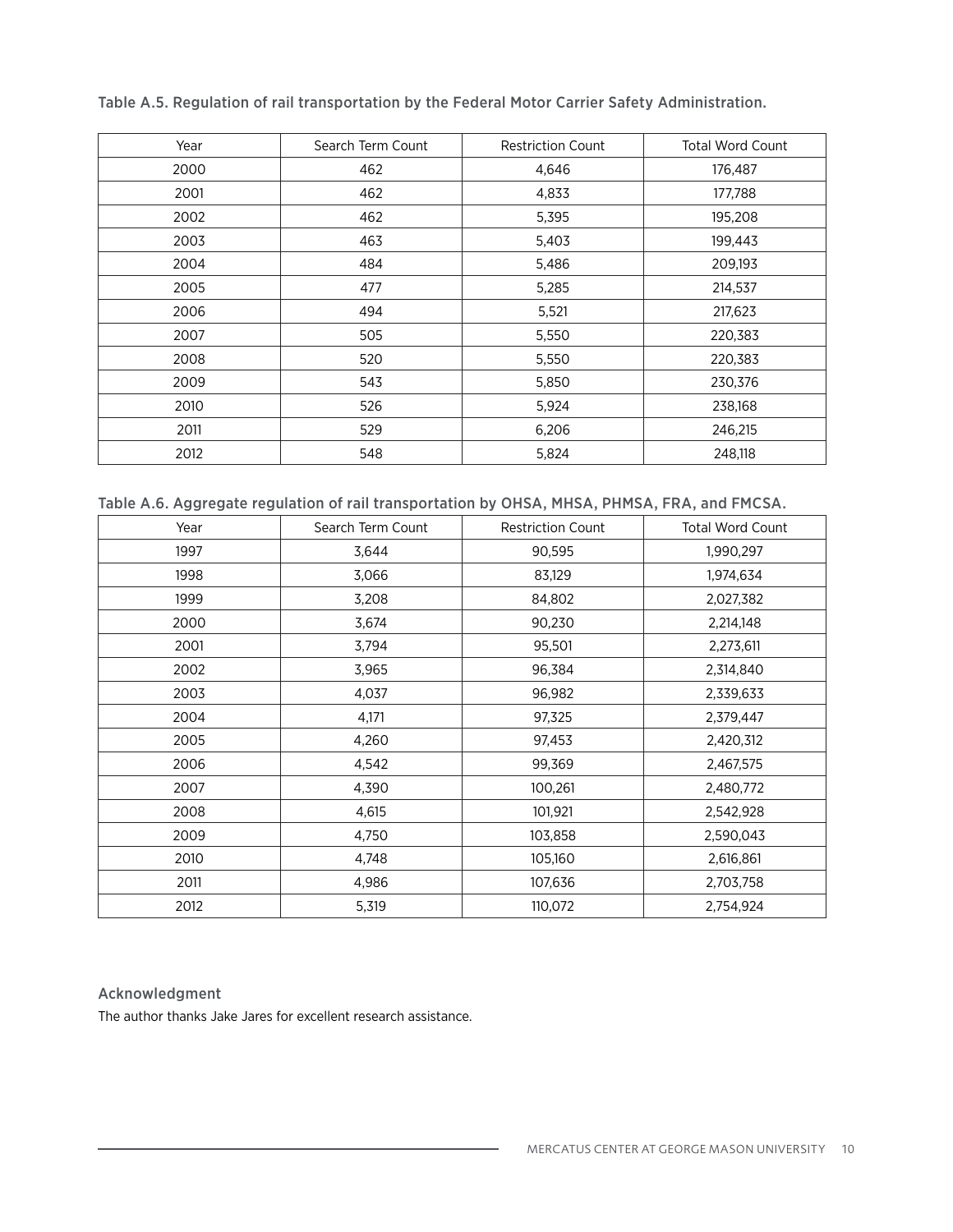Table A.5. Regulation of rail transportation by the Federal Motor Carrier Safety Administration.

| Year | Search Term Count | Restriction Count | Total Word Count |
|---|---|---|---|
| 2000 | 462 | 4,646 | 176,487 |
| 2001 | 462 | 4,833 | 177,788 |
| 2002 | 462 | 5,395 | 195,208 |
| 2003 | 463 | 5,403 | 199,443 |
| 2004 | 484 | 5,486 | 209,193 |
| 2005 | 477 | 5,285 | 214,537 |
| 2006 | 494 | 5,521 | 217,623 |
| 2007 | 505 | 5,550 | 220,383 |
| 2008 | 520 | 5,550 | 220,383 |
| 2009 | 543 | 5,850 | 230,376 |
| 2010 | 526 | 5,924 | 238,168 |
| 2011 | 529 | 6,206 | 246,215 |
| 2012 | 548 | 5,824 | 248,118 |

Table A.6. Aggregate regulation of rail transportation by OHSA, MHSA, PHMSA, FRA, and FMCSA.

| Year | Search Term Count | Restriction Count | Total Word Count |
|---|---|---|---|
| 1997 | 3,644 | 90,595 | 1,990,297 |
| 1998 | 3,066 | 83,129 | 1,974,634 |
| 1999 | 3,208 | 84,802 | 2,027,382 |
| 2000 | 3,674 | 90,230 | 2,214,148 |
| 2001 | 3,794 | 95,501 | 2,273,611 |
| 2002 | 3,965 | 96,384 | 2,314,840 |
| 2003 | 4,037 | 96,982 | 2,339,633 |
| 2004 | 4,171 | 97,325 | 2,379,447 |
| 2005 | 4,260 | 97,453 | 2,420,312 |
| 2006 | 4,542 | 99,369 | 2,467,575 |
| 2007 | 4,390 | 100,261 | 2,480,772 |
| 2008 | 4,615 | 101,921 | 2,542,928 |
| 2009 | 4,750 | 103,858 | 2,590,043 |
| 2010 | 4,748 | 105,160 | 2,616,861 |
| 2011 | 4,986 | 107,636 | 2,703,758 |
| 2012 | 5,319 | 110,072 | 2,754,924 |

## Acknowledgment

The author thanks Jake Jares for excellent research assistance.